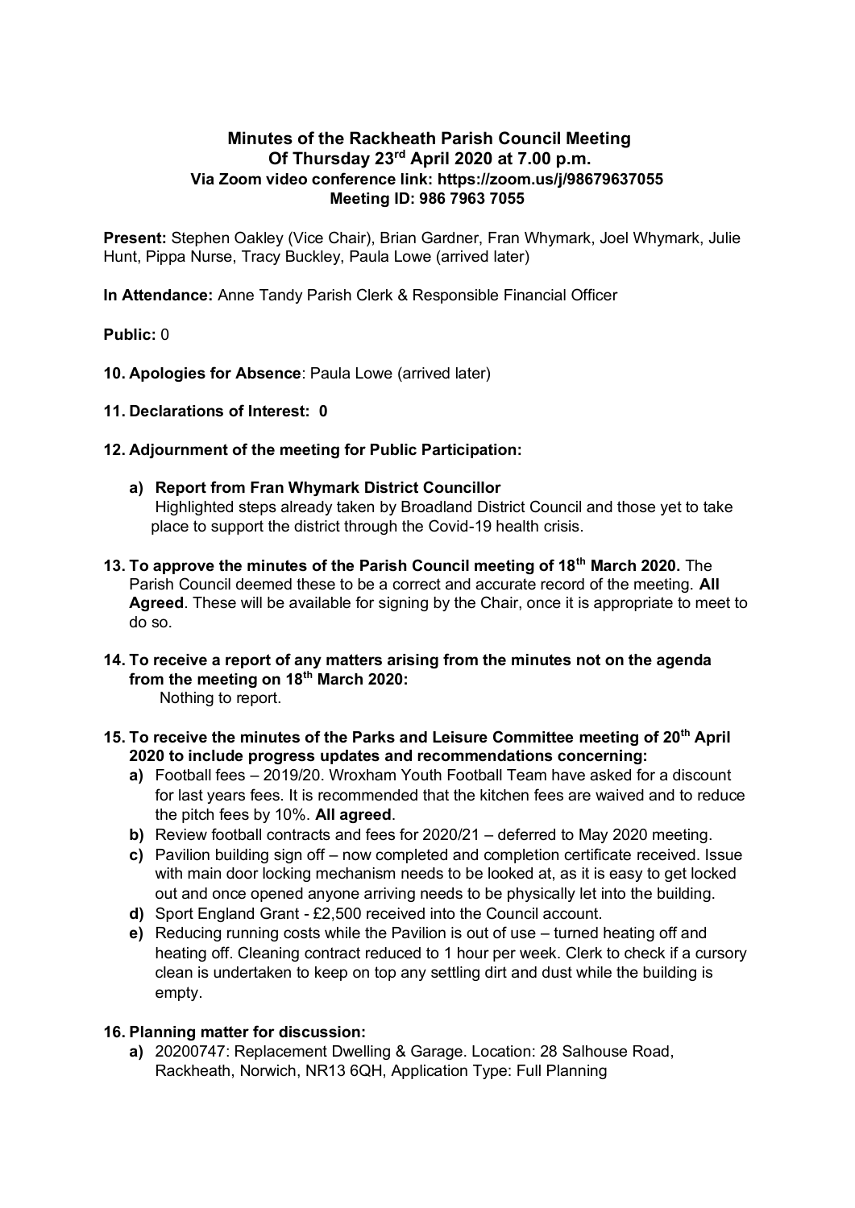# Minutes of the Rackheath Parish Council Meeting
## Of Thursday 23rd April 2020 at 7.00 p.m.
### Via Zoom video conference link: https://zoom.us/j/98679637055
### Meeting ID: 986 7963 7055

**Present:** Stephen Oakley (Vice Chair), Brian Gardner, Fran Whymark, Joel Whymark, Julie Hunt, Pippa Nurse, Tracy Buckley, Paula Lowe (arrived later)

**In Attendance:** Anne Tandy Parish Clerk & Responsible Financial Officer

**Public:** 0

**10. Apologies for Absence**: Paula Lowe (arrived later)

**11. Declarations of Interest: 0**

**12. Adjournment of the meeting for Public Participation:**

- **a) Report from Fran Whymark District Councillor**
  Highlighted steps already taken by Broadland District Council and those yet to take place to support the district through the Covid-19 health crisis.

**13. To approve the minutes of the Parish Council meeting of 18th March 2020.** The Parish Council deemed these to be a correct and accurate record of the meeting. **All Agreed**. These will be available for signing by the Chair, once it is appropriate to meet to do so.

**14. To receive a report of any matters arising from the minutes not on the agenda from the meeting on 18th March 2020:**
Nothing to report.

**15. To receive the minutes of the Parks and Leisure Committee meeting of 20th April 2020 to include progress updates and recommendations concerning:**

- **a)** Football fees – 2019/20. Wroxham Youth Football Team have asked for a discount for last years fees. It is recommended that the kitchen fees are waived and to reduce the pitch fees by 10%. **All agreed**.
- **b)** Review football contracts and fees for 2020/21 – deferred to May 2020 meeting.
- **c)** Pavilion building sign off – now completed and completion certificate received. Issue with main door locking mechanism needs to be looked at, as it is easy to get locked out and once opened anyone arriving needs to be physically let into the building.
- **d)** Sport England Grant - £2,500 received into the Council account.
- **e)** Reducing running costs while the Pavilion is out of use – turned heating off and heating off. Cleaning contract reduced to 1 hour per week. Clerk to check if a cursory clean is undertaken to keep on top any settling dirt and dust while the building is empty.

**16. Planning matter for discussion:**

- **a)** 20200747: Replacement Dwelling & Garage. Location: 28 Salhouse Road, Rackheath, Norwich, NR13 6QH, Application Type: Full Planning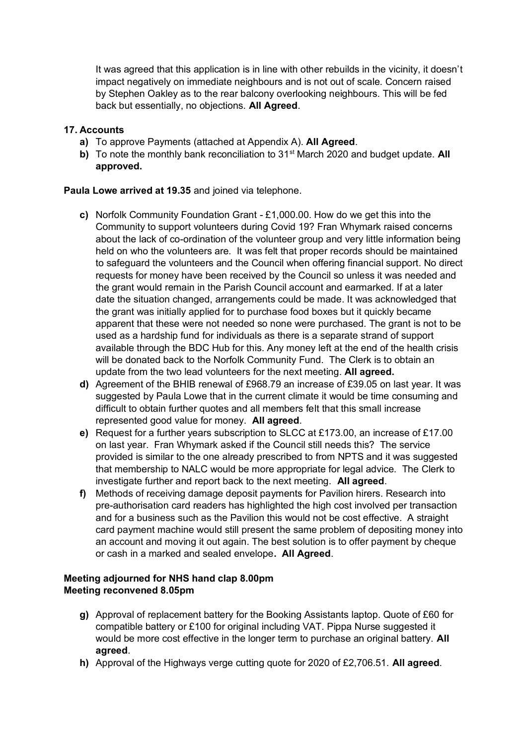It was agreed that this application is in line with other rebuilds in the vicinity, it doesn't impact negatively on immediate neighbours and is not out of scale. Concern raised by Stephen Oakley as to the rear balcony overlooking neighbours. This will be fed back but essentially, no objections. **All Agreed**.

**17. Accounts**

- **a)** To approve Payments (attached at Appendix A). **All Agreed**.
- **b)** To note the monthly bank reconciliation to 31st March 2020 and budget update. **All approved.**

**Paula Lowe arrived at 19.35** and joined via telephone.

- **c)** Norfolk Community Foundation Grant - £1,000.00. How do we get this into the Community to support volunteers during Covid 19? Fran Whymark raised concerns about the lack of co-ordination of the volunteer group and very little information being held on who the volunteers are. It was felt that proper records should be maintained to safeguard the volunteers and the Council when offering financial support. No direct requests for money have been received by the Council so unless it was needed and the grant would remain in the Parish Council account and earmarked. If at a later date the situation changed, arrangements could be made. It was acknowledged that the grant was initially applied for to purchase food boxes but it quickly became apparent that these were not needed so none were purchased. The grant is not to be used as a hardship fund for individuals as there is a separate strand of support available through the BDC Hub for this. Any money left at the end of the health crisis will be donated back to the Norfolk Community Fund. The Clerk is to obtain an update from the two lead volunteers for the next meeting. **All agreed.**
- **d)** Agreement of the BHIB renewal of £968.79 an increase of £39.05 on last year. It was suggested by Paula Lowe that in the current climate it would be time consuming and difficult to obtain further quotes and all members felt that this small increase represented good value for money. **All agreed**.
- **e)** Request for a further years subscription to SLCC at £173.00, an increase of £17.00 on last year. Fran Whymark asked if the Council still needs this? The service provided is similar to the one already prescribed to from NPTS and it was suggested that membership to NALC would be more appropriate for legal advice. The Clerk to investigate further and report back to the next meeting. **All agreed**.
- **f)** Methods of receiving damage deposit payments for Pavilion hirers. Research into pre-authorisation card readers has highlighted the high cost involved per transaction and for a business such as the Pavilion this would not be cost effective. A straight card payment machine would still present the same problem of depositing money into an account and moving it out again. The best solution is to offer payment by cheque or cash in a marked and sealed envelope**. All Agreed**.

**Meeting adjourned for NHS hand clap 8.00pm**
**Meeting reconvened 8.05pm**

- **g)** Approval of replacement battery for the Booking Assistants laptop. Quote of £60 for compatible battery or £100 for original including VAT. Pippa Nurse suggested it would be more cost effective in the longer term to purchase an original battery. **All agreed**.
- **h)** Approval of the Highways verge cutting quote for 2020 of £2,706.51. **All agreed**.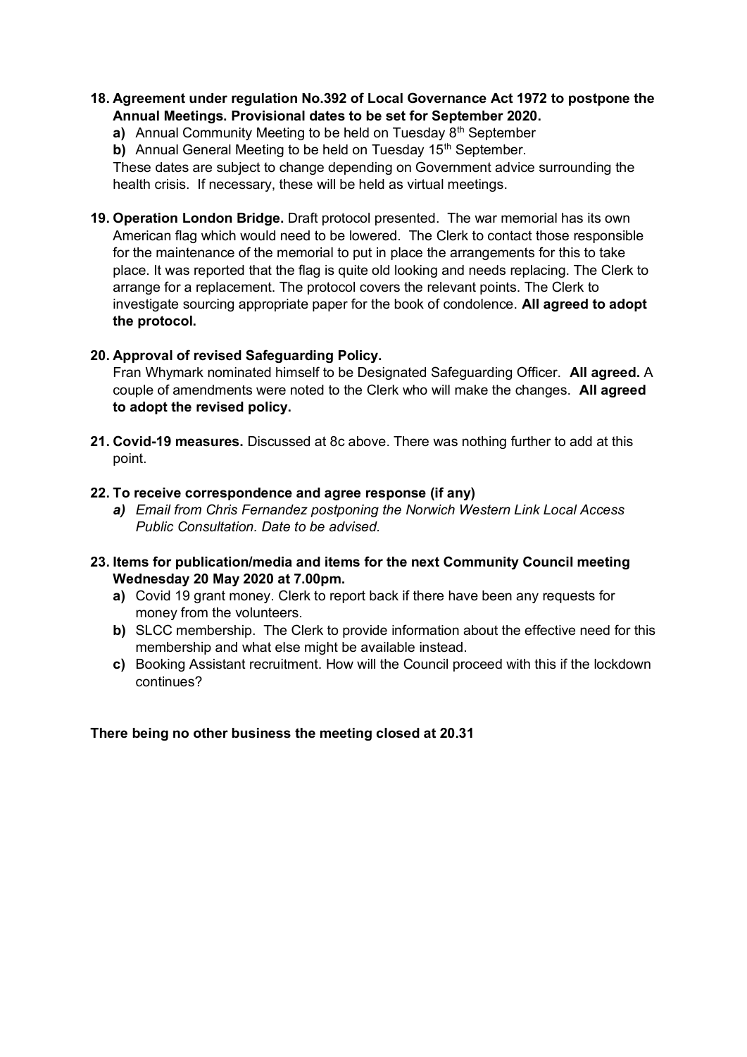18. **Agreement under regulation No.392 of Local Governance Act 1972 to postpone the Annual Meetings. Provisional dates to be set for September 2020.**
    - **a)** Annual Community Meeting to be held on Tuesday 8th September
    - **b)** Annual General Meeting to be held on Tuesday 15th September.

    These dates are subject to change depending on Government advice surrounding the health crisis. If necessary, these will be held as virtual meetings.

19. **Operation London Bridge.** Draft protocol presented. The war memorial has its own American flag which would need to be lowered. The Clerk to contact those responsible for the maintenance of the memorial to put in place the arrangements for this to take place. It was reported that the flag is quite old looking and needs replacing. The Clerk to arrange for a replacement. The protocol covers the relevant points. The Clerk to investigate sourcing appropriate paper for the book of condolence. **All agreed to adopt the protocol.**

20. **Approval of revised Safeguarding Policy.**
    Fran Whymark nominated himself to be Designated Safeguarding Officer. **All agreed.** A couple of amendments were noted to the Clerk who will make the changes. **All agreed to adopt the revised policy.**

21. **Covid-19 measures.** Discussed at 8c above. There was nothing further to add at this point.

22. **To receive correspondence and agree response (if any)**
    - ***a)*** *Email from Chris Fernandez postponing the Norwich Western Link Local Access Public Consultation. Date to be advised.*

23. **Items for publication/media and items for the next Community Council meeting Wednesday 20 May 2020 at 7.00pm.**
    - **a)** Covid 19 grant money. Clerk to report back if there have been any requests for money from the volunteers.
    - **b)** SLCC membership. The Clerk to provide information about the effective need for this membership and what else might be available instead.
    - **c)** Booking Assistant recruitment. How will the Council proceed with this if the lockdown continues?

**There being no other business the meeting closed at 20.31**